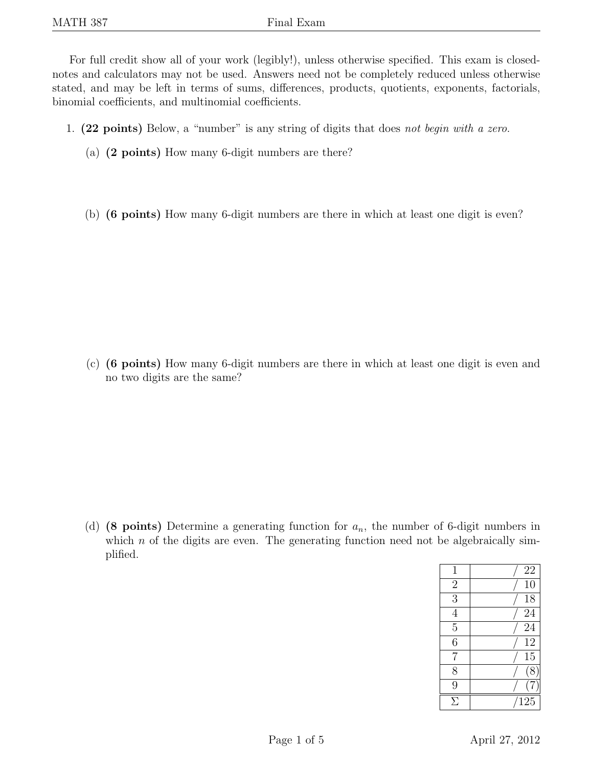For full credit show all of your work (legibly!), unless otherwise specified. This exam is closed-notes and calculators may not be used. Answers need not be completely reduced unless otherwise stated, and may be left in terms of sums, differences, products, quotients, exponents, factorials, binomial coefficients, and multinomial coefficients.

1. **(22 points)** Below, a "number" is any string of digits that does *not begin with a zero.*

   (a) **(2 points)** How many 6-digit numbers are there?

   (b) **(6 points)** How many 6-digit numbers are there in which at least one digit is even?

   (c) **(6 points)** How many 6-digit numbers are there in which at least one digit is even and no two digits are the same?

   (d) **(8 points)** Determine a generating function for $a_n$, the number of 6-digit numbers in which $n$ of the digits are even. The generating function need not be algebraically simplified.

| | |
|---|---|
| 1 | / 22 |
| 2 | / 10 |
| 3 | / 18 |
| 4 | / 24 |
| 5 | / 24 |
| 6 | / 12 |
| 7 | / 15 |
| 8 | / (8) |
| 9 | / (7) |
| $\Sigma$ | /125 |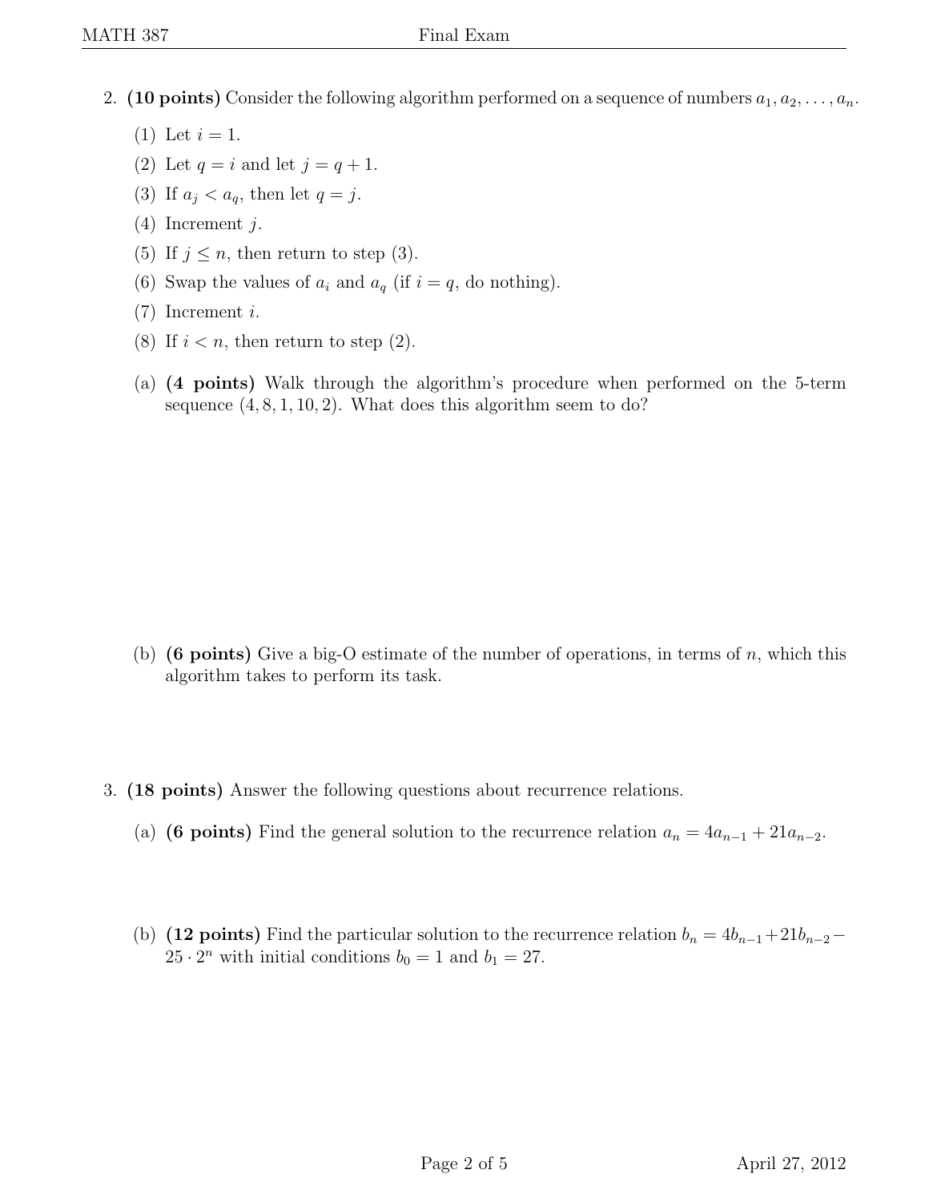2. **(10 points)** Consider the following algorithm performed on a sequence of numbers $a_1, a_2, \ldots, a_n$.

   (1) Let $i = 1$.

   (2) Let $q = i$ and let $j = q + 1$.

   (3) If $a_j < a_q$, then let $q = j$.

   (4) Increment $j$.

   (5) If $j \leq n$, then return to step (3).

   (6) Swap the values of $a_i$ and $a_q$ (if $i = q$, do nothing).

   (7) Increment $i$.

   (8) If $i < n$, then return to step (2).

   (a) **(4 points)** Walk through the algorithm's procedure when performed on the 5-term sequence $(4, 8, 1, 10, 2)$. What does this algorithm seem to do?

   (b) **(6 points)** Give a big-O estimate of the number of operations, in terms of $n$, which this algorithm takes to perform its task.

3. **(18 points)** Answer the following questions about recurrence relations.

   (a) **(6 points)** Find the general solution to the recurrence relation $a_n = 4a_{n-1} + 21a_{n-2}$.

   (b) **(12 points)** Find the particular solution to the recurrence relation $b_n = 4b_{n-1} + 21b_{n-2} - 25 \cdot 2^n$ with initial conditions $b_0 = 1$ and $b_1 = 27$.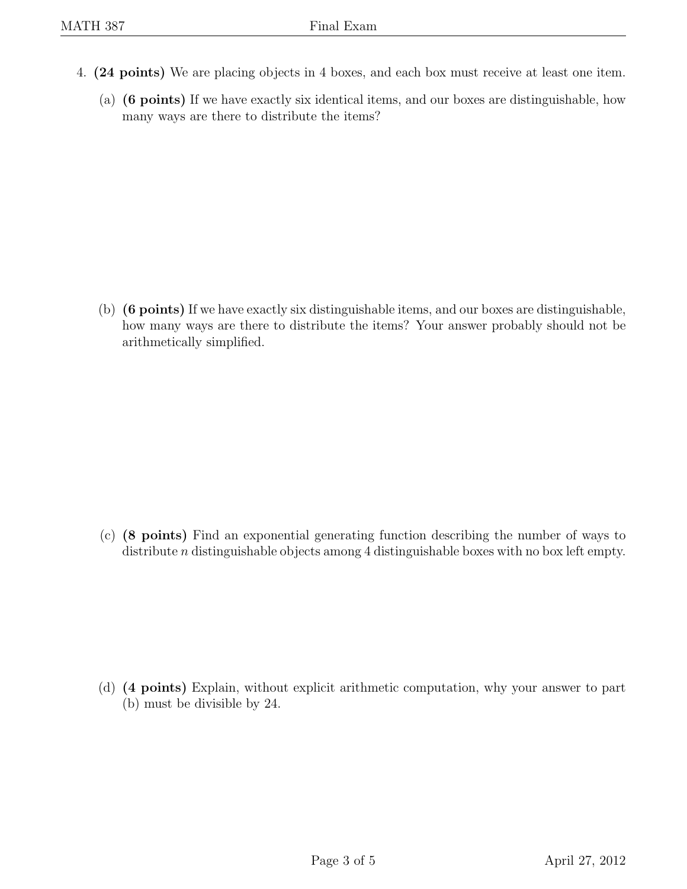4. **(24 points)** We are placing objects in 4 boxes, and each box must receive at least one item.

   (a) **(6 points)** If we have exactly six identical items, and our boxes are distinguishable, how many ways are there to distribute the items?

   (b) **(6 points)** If we have exactly six distinguishable items, and our boxes are distinguishable, how many ways are there to distribute the items? Your answer probably should not be arithmetically simplified.

   (c) **(8 points)** Find an exponential generating function describing the number of ways to distribute $n$ distinguishable objects among 4 distinguishable boxes with no box left empty.

   (d) **(4 points)** Explain, without explicit arithmetic computation, why your answer to part (b) must be divisible by 24.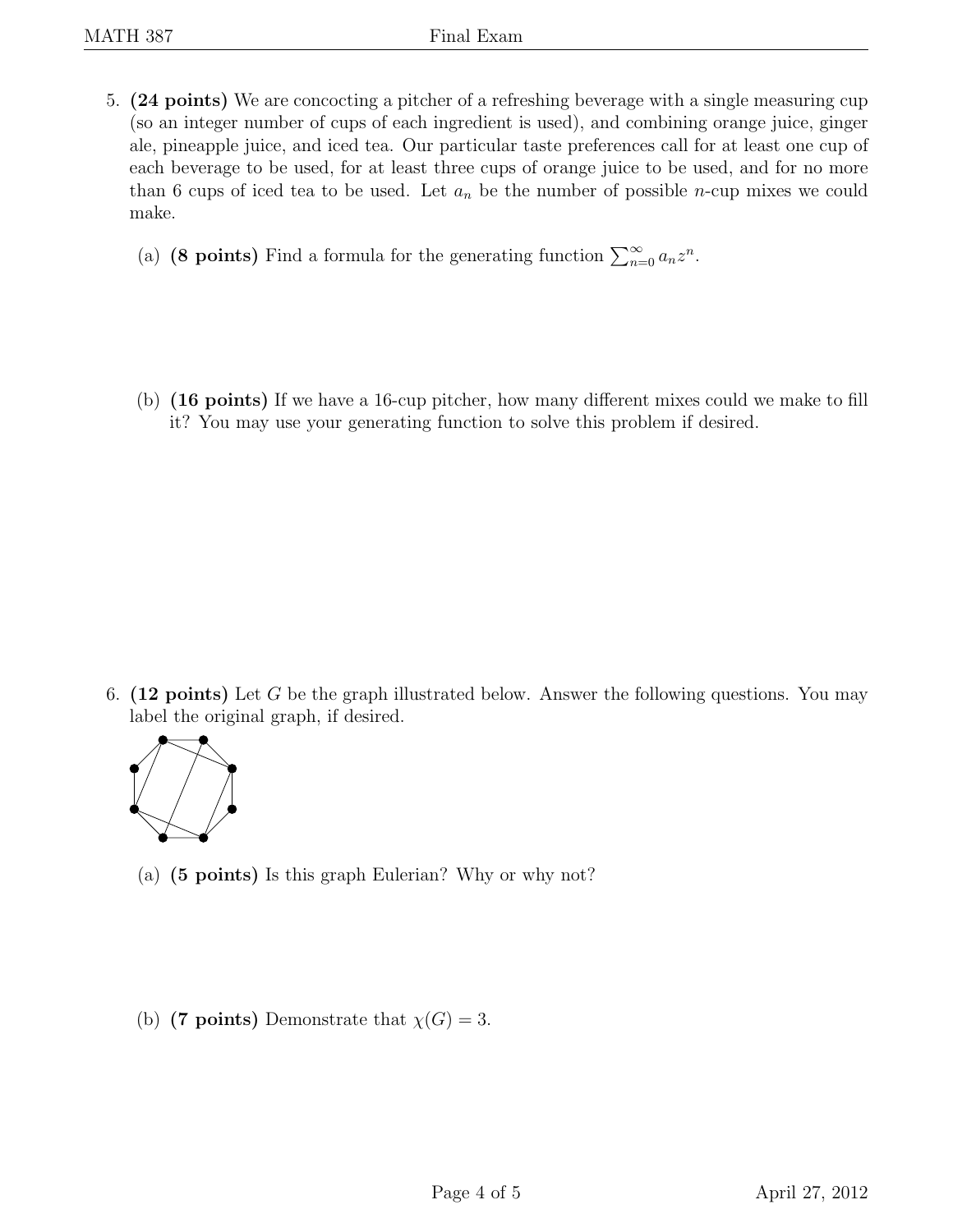5. **(24 points)** We are concocting a pitcher of a refreshing beverage with a single measuring cup (so an integer number of cups of each ingredient is used), and combining orange juice, ginger ale, pineapple juice, and iced tea. Our particular taste preferences call for at least one cup of each beverage to be used, for at least three cups of orange juice to be used, and for no more than 6 cups of iced tea to be used. Let $a_n$ be the number of possible $n$-cup mixes we could make.

   (a) **(8 points)** Find a formula for the generating function $\sum_{n=0}^{\infty} a_n z^n$.

   (b) **(16 points)** If we have a 16-cup pitcher, how many different mixes could we make to fill it? You may use your generating function to solve this problem if desired.

6. **(12 points)** Let $G$ be the graph illustrated below. Answer the following questions. You may label the original graph, if desired.

   (a) **(5 points)** Is this graph Eulerian? Why or why not?

   (b) **(7 points)** Demonstrate that $\chi(G) = 3$.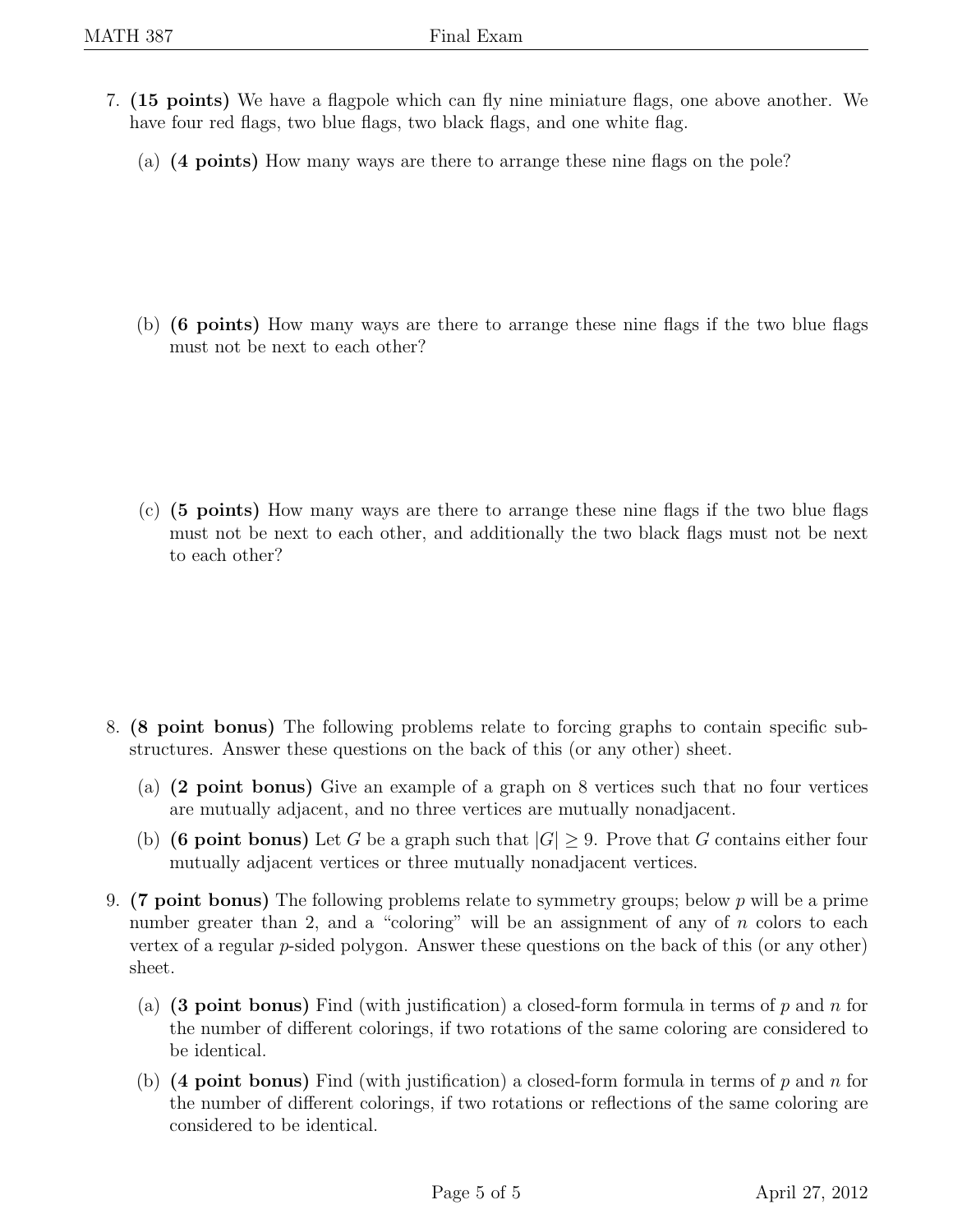7. **(15 points)** We have a flagpole which can fly nine miniature flags, one above another. We have four red flags, two blue flags, two black flags, and one white flag.

   (a) **(4 points)** How many ways are there to arrange these nine flags on the pole?

   (b) **(6 points)** How many ways are there to arrange these nine flags if the two blue flags must not be next to each other?

   (c) **(5 points)** How many ways are there to arrange these nine flags if the two blue flags must not be next to each other, and additionally the two black flags must not be next to each other?

8. **(8 point bonus)** The following problems relate to forcing graphs to contain specific substructures. Answer these questions on the back of this (or any other) sheet.

   (a) **(2 point bonus)** Give an example of a graph on 8 vertices such that no four vertices are mutually adjacent, and no three vertices are mutually nonadjacent.

   (b) **(6 point bonus)** Let $G$ be a graph such that $|G| \geq 9$. Prove that $G$ contains either four mutually adjacent vertices or three mutually nonadjacent vertices.

9. **(7 point bonus)** The following problems relate to symmetry groups; below $p$ will be a prime number greater than 2, and a "coloring" will be an assignment of any of $n$ colors to each vertex of a regular $p$-sided polygon. Answer these questions on the back of this (or any other) sheet.

   (a) **(3 point bonus)** Find (with justification) a closed-form formula in terms of $p$ and $n$ for the number of different colorings, if two rotations of the same coloring are considered to be identical.

   (b) **(4 point bonus)** Find (with justification) a closed-form formula in terms of $p$ and $n$ for the number of different colorings, if two rotations or reflections of the same coloring are considered to be identical.